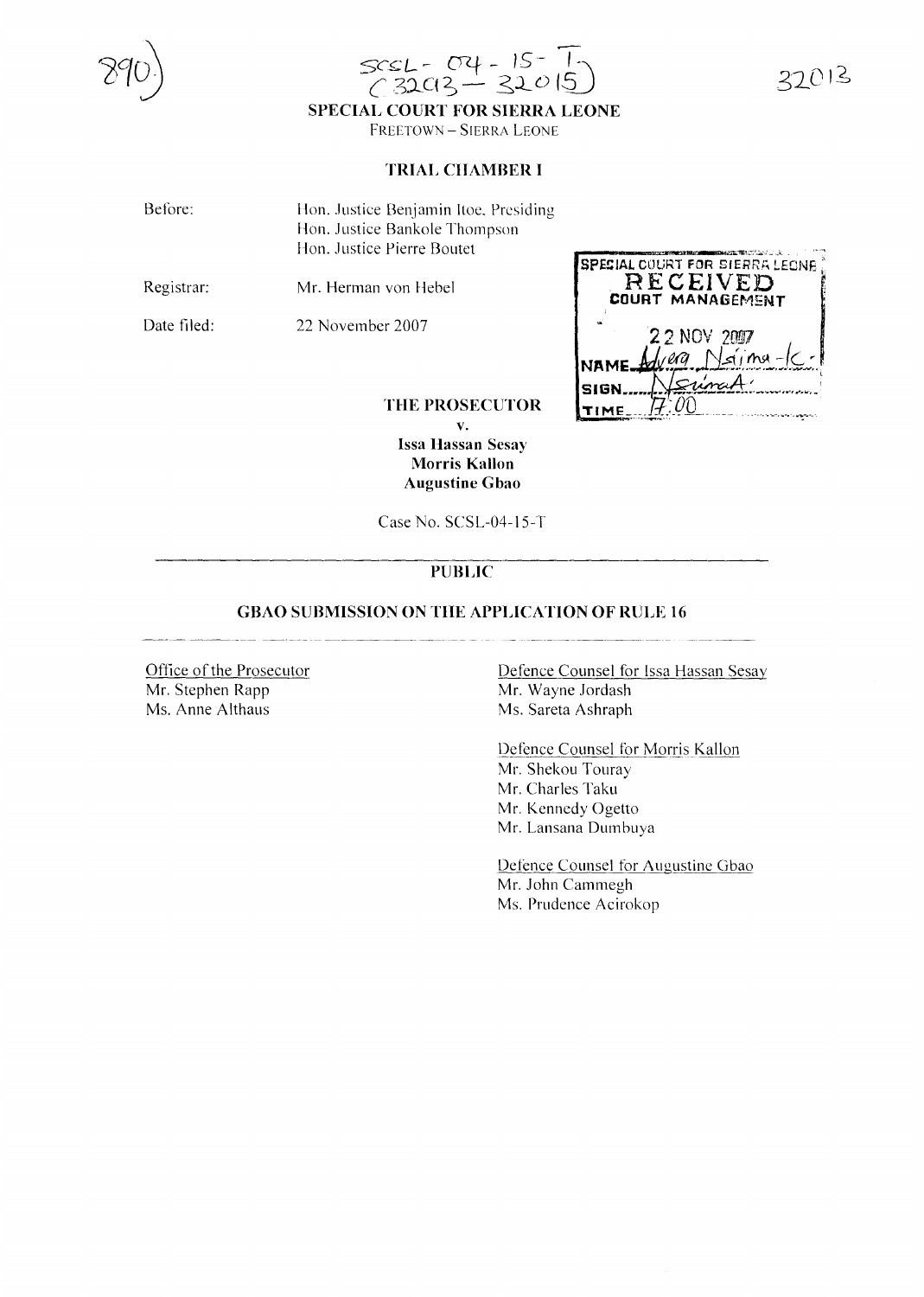SCSL-04-15-T
(32013 — 32015)

**SPECIAL COURT FOR SIERRA LEONE**

FREETOWN – SIERRA LEONE

**TRIAL CHAMBER I**

Before: Hon. Justice Benjamin Itoe, Presiding
Hon. Justice Bankole Thompson
Hon. Justice Pierre Boutet

Registrar: Mr. Herman von Hebel

Date filed: 22 November 2007

SPECIAL COURT FOR SIERRA LEONE
RECEIVED
COURT MANAGEMENT
22 NOV 2007
NAME Advera Naima-K.
SIGN NaimaA.
TIME 17:00

**THE PROSECUTOR**

**v.**

**Issa Hassan Sesay**
**Morris Kallon**
**Augustine Gbao**

Case No. SCSL-04-15-T

**PUBLIC**

**GBAO SUBMISSION ON THE APPLICATION OF RULE 16**

Office of the Prosecutor
Mr. Stephen Rapp
Ms. Anne Althaus

Defence Counsel for Issa Hassan Sesay
Mr. Wayne Jordash
Ms. Sareta Ashraph

Defence Counsel for Morris Kallon
Mr. Shekou Touray
Mr. Charles Taku
Mr. Kennedy Ogetto
Mr. Lansana Dumbuya

Defence Counsel for Augustine Gbao
Mr. John Cammegh
Ms. Prudence Acirokop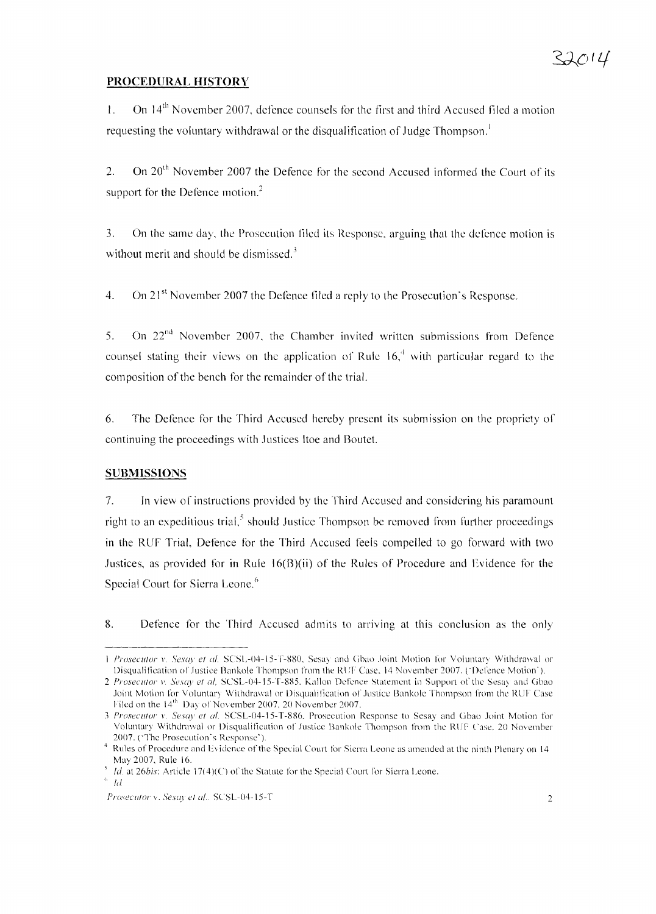## PROCEDURAL HISTORY

1. On 14th November 2007, defence counsels for the first and third Accused filed a motion requesting the voluntary withdrawal or the disqualification of Judge Thompson.[1]

2. On 20th November 2007 the Defence for the second Accused informed the Court of its support for the Defence motion.[2]

3. On the same day, the Prosecution filed its Response, arguing that the defence motion is without merit and should be dismissed.[3]

4. On 21st November 2007 the Defence filed a reply to the Prosecution's Response.

5. On 22nd November 2007, the Chamber invited written submissions from Defence counsel stating their views on the application of Rule 16,[4] with particular regard to the composition of the bench for the remainder of the trial.

6. The Defence for the Third Accused hereby present its submission on the propriety of continuing the proceedings with Justices Itoe and Boutet.

## SUBMISSIONS

7. In view of instructions provided by the Third Accused and considering his paramount right to an expeditious trial,[5] should Justice Thompson be removed from further proceedings in the RUF Trial, Defence for the Third Accused feels compelled to go forward with two Justices, as provided for in Rule 16(B)(ii) of the Rules of Procedure and Evidence for the Special Court for Sierra Leone.[6]

8. Defence for the Third Accused admits to arriving at this conclusion as the only

---

1 *Prosecutor v. Sesay et al*, SCSL-04-15-T-880, Sesay and Gbao Joint Motion for Voluntary Withdrawal or Disqualification of Justice Bankole Thompson from the RUF Case, 14 November 2007. ('Defence Motion').

2 *Prosecutor v. Sesay et al*, SCSL-04-15-T-885, Kallon Defence Statement in Support of the Sesay and Gbao Joint Motion for Voluntary Withdrawal or Disqualification of Justice Bankole Thompson from the RUF Case Filed on the 14th Day of November 2007, 20 November 2007.

3 *Prosecutor v. Sesay et al*, SCSL-04-15-T-886, Prosecution Response to Sesay and Gbao Joint Motion for Voluntary Withdrawal or Disqualification of Justice Bankole Thompson from the RUF Case, 20 November 2007. ('The Prosecution's Response').

4 Rules of Procedure and Evidence of the Special Court for Sierra Leone as amended at the ninth Plenary on 14 May 2007, Rule 16.

5 *Id.* at 26*bis*; Article 17(4)(C) of the Statute for the Special Court for Sierra Leone.

6 *Id.*

*Prosecutor* v. *Sesay et al.*, SCSL-04-15-T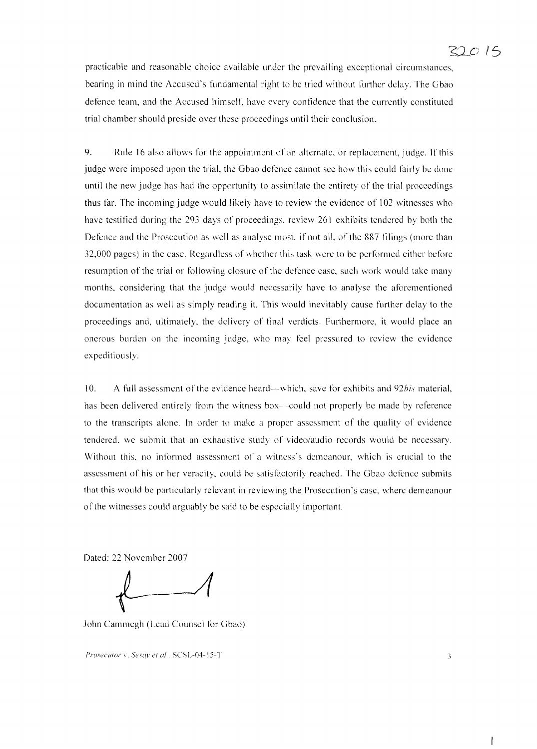practicable and reasonable choice available under the prevailing exceptional circumstances, bearing in mind the Accused's fundamental right to be tried without further delay. The Gbao defence team, and the Accused himself, have every confidence that the currently constituted trial chamber should preside over these proceedings until their conclusion.

9. Rule 16 also allows for the appointment of an alternate, or replacement, judge. If this judge were imposed upon the trial, the Gbao defence cannot see how this could fairly be done until the new judge has had the opportunity to assimilate the entirety of the trial proceedings thus far. The incoming judge would likely have to review the evidence of 102 witnesses who have testified during the 293 days of proceedings, review 261 exhibits tendered by both the Defence and the Prosecution as well as analyse most, if not all, of the 887 filings (more than 32,000 pages) in the case. Regardless of whether this task were to be performed either before resumption of the trial or following closure of the defence case, such work would take many months, considering that the judge would necessarily have to analyse the aforementioned documentation as well as simply reading it. This would inevitably cause further delay to the proceedings and, ultimately, the delivery of final verdicts. Furthermore, it would place an onerous burden on the incoming judge, who may feel pressured to review the evidence expeditiously.

10. A full assessment of the evidence heard—which, save for exhibits and 92*bis* material, has been delivered entirely from the witness box—could not properly be made by reference to the transcripts alone. In order to make a proper assessment of the quality of evidence tendered, we submit that an exhaustive study of video/audio records would be necessary. Without this, no informed assessment of a witness's demeanour, which is crucial to the assessment of his or her veracity, could be satisfactorily reached. The Gbao defence submits that this would be particularly relevant in reviewing the Prosecution's case, where demeanour of the witnesses could arguably be said to be especially important.

Dated: 22 November 2007

John Cammegh (Lead Counsel for Gbao)